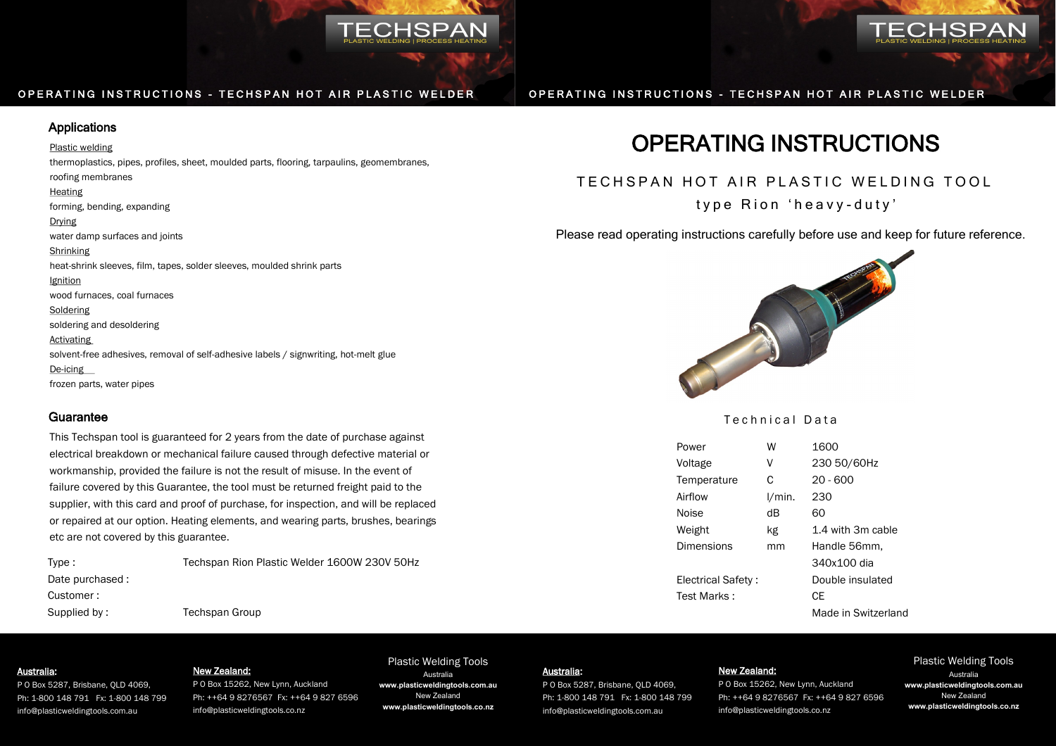## Applications

Plastic welding
thermoplastics, pipes, profiles, sheet, moulded parts, flooring, tarpaulins, geomembranes, roofing membranes

Heating
forming, bending, expanding

Drying
water damp surfaces and joints

Shrinking
heat-shrink sleeves, film, tapes, solder sleeves, moulded shrink parts

Ignition
wood furnaces, coal furnaces

Soldering
soldering and desoldering

Activating
solvent-free adhesives, removal of self-adhesive labels / signwriting, hot-melt glue

De-icing
frozen parts, water pipes

## Guarantee

This Techspan tool is guaranteed for 2 years from the date of purchase against electrical breakdown or mechanical failure caused through defective material or workmanship, provided the failure is not the result of misuse. In the event of failure covered by this Guarantee, the tool must be returned freight paid to the supplier, with this card and proof of purchase, for inspection, and will be replaced or repaired at our option. Heating elements, and wearing parts, brushes, bearings etc are not covered by this guarantee.

| | |
|---|---|
| Type : | Techspan Rion Plastic Welder 1600W 230V 50Hz |
| Date purchased : | |
| Customer : | |
| Supplied by : | Techspan Group |

**Australia:**
P O Box 5287, Brisbane, QLD 4069,
Ph: 1-800 148 791 Fx: 1-800 148 799
info@plasticweldingtools.com.au

**New Zealand:**
P O Box 15262, New Lynn, Auckland
Ph: ++64 9 8276567 Fx: ++64 9 827 6596
info@plasticweldingtools.co.nz

Plastic Welding Tools
Australia
**www.plasticweldingtools.com.au**
New Zealand
**www.plasticweldingtools.co.nz**

# OPERATING INSTRUCTIONS

## TECHSPAN HOT AIR PLASTIC WELDING TOOL

### type Rion 'heavy-duty'

Please read operating instructions carefully before use and keep for future reference.

### Technical Data

| | | |
|---|---|---|
| Power | W | 1600 |
| Voltage | V | 230 50/60Hz |
| Temperature | C | 20 - 600 |
| Airflow | l/min. | 230 |
| Noise | dB | 60 |
| Weight | kg | 1.4 with 3m cable |
| Dimensions | mm | Handle 56mm, 340x100 dia |
| Electrical Safety : | | Double insulated |
| Test Marks : | | CE |
| | | Made in Switzerland |

**Australia:**
P O Box 5287, Brisbane, QLD 4069,
Ph: 1-800 148 791 Fx: 1-800 148 799
info@plasticweldingtools.com.au

**New Zealand:**
P O Box 15262, New Lynn, Auckland
Ph: ++64 9 8276567 Fx: ++64 9 827 6596
info@plasticweldingtools.co.nz

Plastic Welding Tools
Australia
**www.plasticweldingtools.com.au**
New Zealand
**www.plasticweldingtools.co.nz**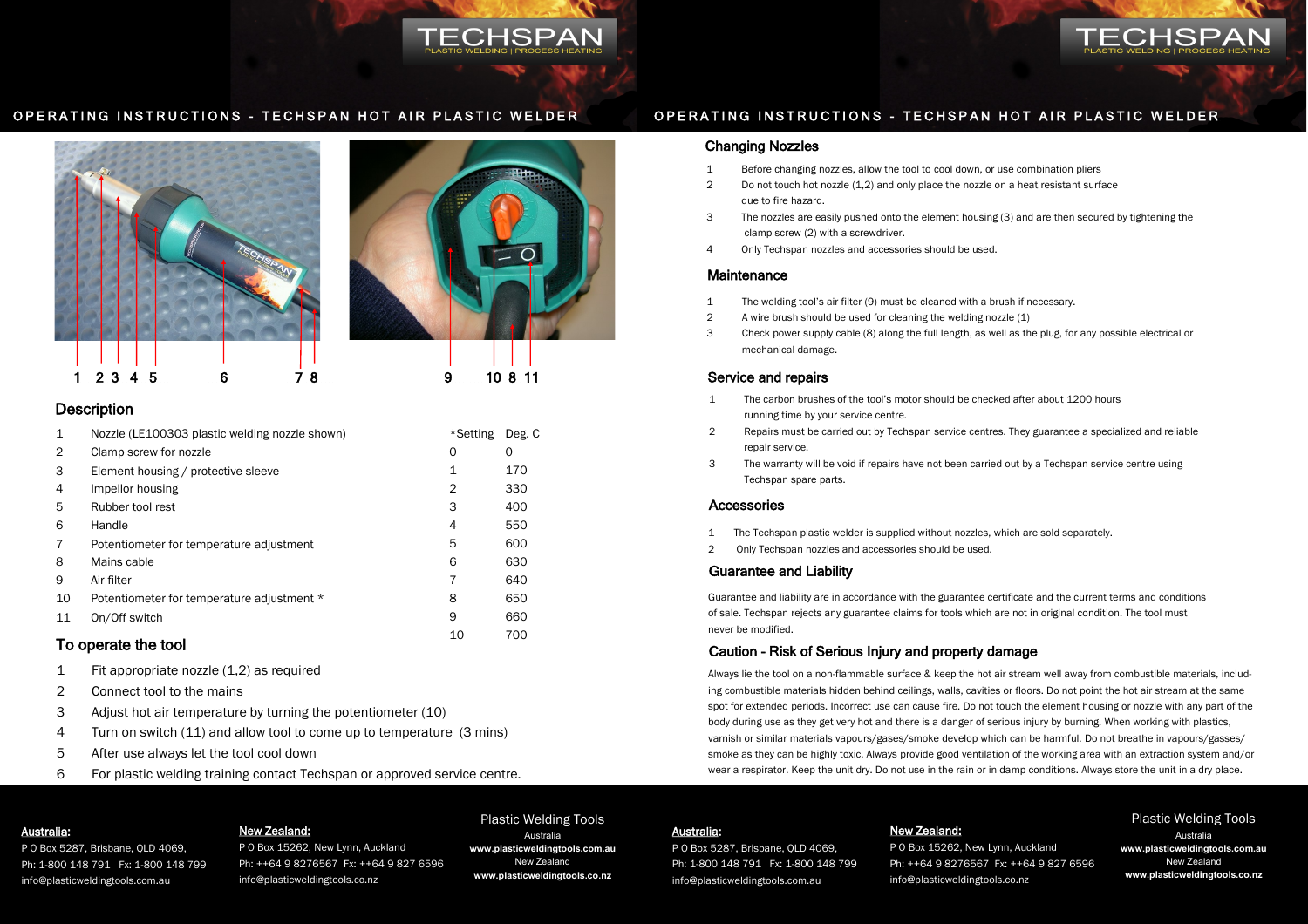# OPERATING INSTRUCTIONS - TECHSPAN HOT AIR PLASTIC WELDER

1 2 3 4 5 6 7 8

9 10 8 11

## Description

| | | |
|---|---|---|
| 1 | Nozzle (LE100303 plastic welding nozzle shown) | |
| 2 | Clamp screw for nozzle | |
| 3 | Element housing / protective sleeve | |
| 4 | Impellor housing | |
| 5 | Rubber tool rest | |
| 6 | Handle | |
| 7 | Potentiometer for temperature adjustment | |
| 8 | Mains cable | |
| 9 | Air filter | |
| 10 | Potentiometer for temperature adjustment * | |
| 11 | On/Off switch | |

| *Setting | Deg. C |
|---|---|
| 0 | 0 |
| 1 | 170 |
| 2 | 330 |
| 3 | 400 |
| 4 | 550 |
| 5 | 600 |
| 6 | 630 |
| 7 | 640 |
| 8 | 650 |
| 9 | 660 |
| 10 | 700 |

## To operate the tool

1. Fit appropriate nozzle (1,2) as required
2. Connect tool to the mains
3. Adjust hot air temperature by turning the potentiometer (10)
4. Turn on switch (11) and allow tool to come up to temperature (3 mins)
5. After use always let the tool cool down
6. For plastic welding training contact Techspan or approved service centre.

## Changing Nozzles

1. Before changing nozzles, allow the tool to cool down, or use combination pliers
2. Do not touch hot nozzle (1,2) and only place the nozzle on a heat resistant surface due to fire hazard.
3. The nozzles are easily pushed onto the element housing (3) and are then secured by tightening the clamp screw (2) with a screwdriver.
4. Only Techspan nozzles and accessories should be used.

## Maintenance

1. The welding tool's air filter (9) must be cleaned with a brush if necessary.
2. A wire brush should be used for cleaning the welding nozzle (1)
3. Check power supply cable (8) along the full length, as well as the plug, for any possible electrical or mechanical damage.

## Service and repairs

1. The carbon brushes of the tool's motor should be checked after about 1200 hours running time by your service centre.
2. Repairs must be carried out by Techspan service centres. They guarantee a specialized and reliable repair service.
3. The warranty will be void if repairs have not been carried out by a Techspan service centre using Techspan spare parts.

## Accessories

1. The Techspan plastic welder is supplied without nozzles, which are sold separately.
2. Only Techspan nozzles and accessories should be used.

## Guarantee and Liability

Guarantee and liability are in accordance with the guarantee certificate and the current terms and conditions of sale. Techspan rejects any guarantee claims for tools which are not in original condition. The tool must never be modified.

## Caution - Risk of Serious Injury and property damage

Always lie the tool on a non-flammable surface & keep the hot air stream well away from combustible materials, including combustible materials hidden behind ceilings, walls, cavities or floors. Do not point the hot air stream at the same spot for extended periods. Incorrect use can cause fire. Do not touch the element housing or nozzle with any part of the body during use as they get very hot and there is a danger of serious injury by burning. When working with plastics, varnish or similar materials vapours/gases/smoke develop which can be harmful. Do not breathe in vapours/gasses/smoke as they can be highly toxic. Always provide good ventilation of the working area with an extraction system and/or wear a respirator. Keep the unit dry. Do not use in the rain or in damp conditions. Always store the unit in a dry place.

**Australia:**
P O Box 5287, Brisbane, QLD 4069,
Ph: 1-800 148 791 Fx: 1-800 148 799
info@plasticweldingtools.com.au

**New Zealand:**
P O Box 15262, New Lynn, Auckland
Ph: ++64 9 8276567 Fx: ++64 9 827 6596
info@plasticweldingtools.co.nz

Plastic Welding Tools
Australia
**www.plasticweldingtools.com.au**
New Zealand
**www.plasticweldingtools.co.nz**